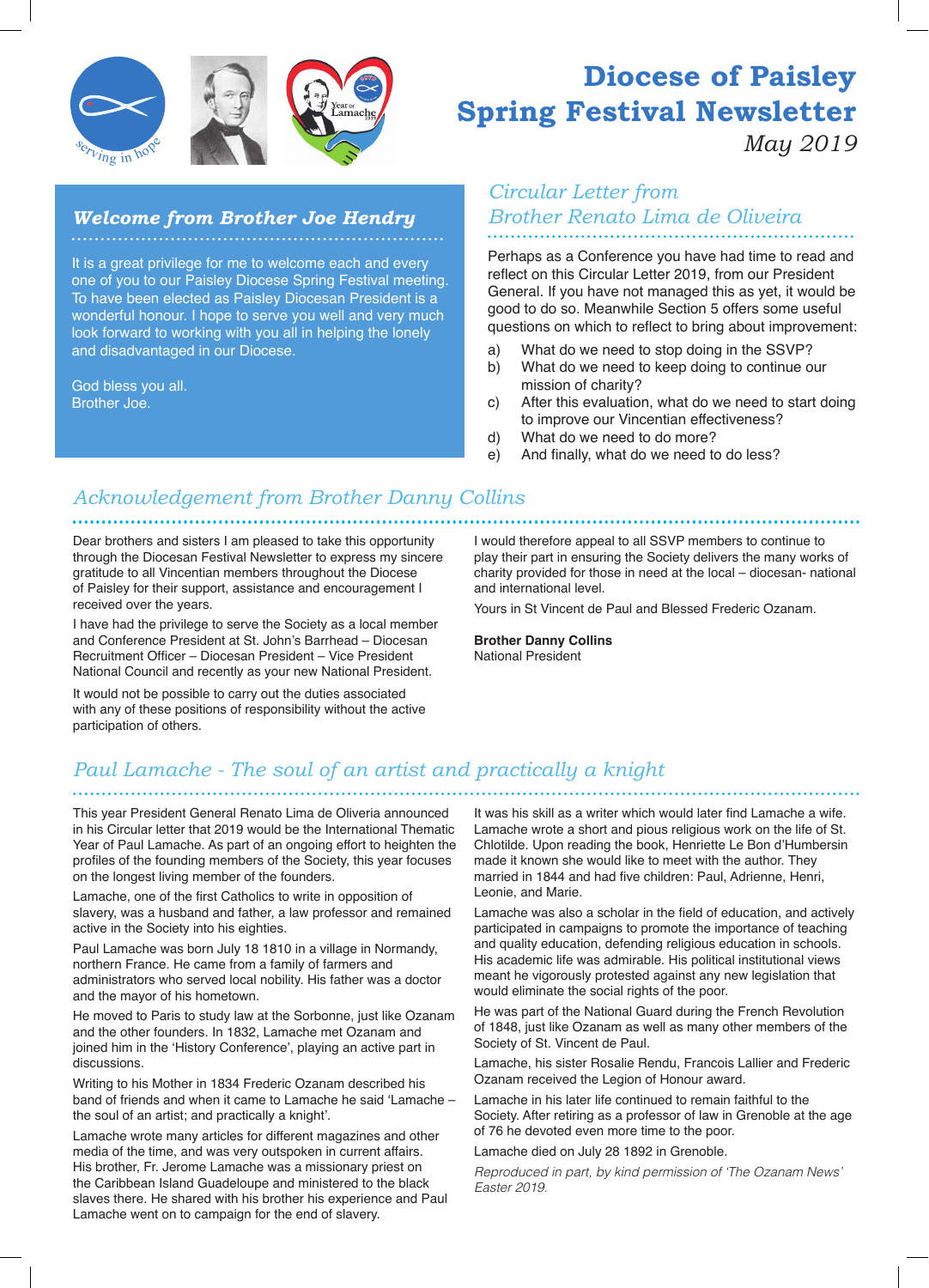# Diocese of Paisley
# Spring Festival Newsletter

*May 2019*

## *Welcome from Brother Joe Hendry*

It is a great privilege for me to welcome each and every one of you to our Paisley Diocese Spring Festival meeting. To have been elected as Paisley Diocesan President is a wonderful honour. I hope to serve you well and very much look forward to working with you all in helping the lonely and disadvantaged in our Diocese.

God bless you all.
Brother Joe.

## *Circular Letter from Brother Renato Lima de Oliveira*

Perhaps as a Conference you have had time to read and reflect on this Circular Letter 2019, from our President General. If you have not managed this as yet, it would be good to do so. Meanwhile Section 5 offers some useful questions on which to reflect to bring about improvement:

a) What do we need to stop doing in the SSVP?
b) What do we need to keep doing to continue our mission of charity?
c) After this evaluation, what do we need to start doing to improve our Vincentian effectiveness?
d) What do we need to do more?
e) And finally, what do we need to do less?

## *Acknowledgement from Brother Danny Collins*

Dear brothers and sisters I am pleased to take this opportunity through the Diocesan Festival Newsletter to express my sincere gratitude to all Vincentian members throughout the Diocese of Paisley for their support, assistance and encouragement I received over the years.

I have had the privilege to serve the Society as a local member and Conference President at St. John's Barrhead – Diocesan Recruitment Officer – Diocesan President – Vice President National Council and recently as your new National President.

It would not be possible to carry out the duties associated with any of these positions of responsibility without the active participation of others.

I would therefore appeal to all SSVP members to continue to play their part in ensuring the Society delivers the many works of charity provided for those in need at the local – diocesan- national and international level.

Yours in St Vincent de Paul and Blessed Frederic Ozanam.

**Brother Danny Collins**
National President

## *Paul Lamache - The soul of an artist and practically a knight*

This year President General Renato Lima de Oliveria announced in his Circular letter that 2019 would be the International Thematic Year of Paul Lamache. As part of an ongoing effort to heighten the profiles of the founding members of the Society, this year focuses on the longest living member of the founders.

Lamache, one of the first Catholics to write in opposition of slavery, was a husband and father, a law professor and remained active in the Society into his eighties.

Paul Lamache was born July 18 1810 in a village in Normandy, northern France. He came from a family of farmers and administrators who served local nobility. His father was a doctor and the mayor of his hometown.

He moved to Paris to study law at the Sorbonne, just like Ozanam and the other founders. In 1832, Lamache met Ozanam and joined him in the 'History Conference', playing an active part in discussions.

Writing to his Mother in 1834 Frederic Ozanam described his band of friends and when it came to Lamache he said 'Lamache – the soul of an artist; and practically a knight'.

Lamache wrote many articles for different magazines and other media of the time, and was very outspoken in current affairs. His brother, Fr. Jerome Lamache was a missionary priest on the Caribbean Island Guadeloupe and ministered to the black slaves there. He shared with his brother his experience and Paul Lamache went on to campaign for the end of slavery.

It was his skill as a writer which would later find Lamache a wife. Lamache wrote a short and pious religious work on the life of St. Chlotilde. Upon reading the book, Henriette Le Bon d'Humbersin made it known she would like to meet with the author. They married in 1844 and had five children: Paul, Adrienne, Henri, Leonie, and Marie.

Lamache was also a scholar in the field of education, and actively participated in campaigns to promote the importance of teaching and quality education, defending religious education in schools. His academic life was admirable. His political institutional views meant he vigorously protested against any new legislation that would eliminate the social rights of the poor.

He was part of the National Guard during the French Revolution of 1848, just like Ozanam as well as many other members of the Society of St. Vincent de Paul.

Lamache, his sister Rosalie Rendu, Francois Lallier and Frederic Ozanam received the Legion of Honour award.

Lamache in his later life continued to remain faithful to the Society. After retiring as a professor of law in Grenoble at the age of 76 he devoted even more time to the poor.

Lamache died on July 28 1892 in Grenoble.

*Reproduced in part, by kind permission of 'The Ozanam News' Easter 2019.*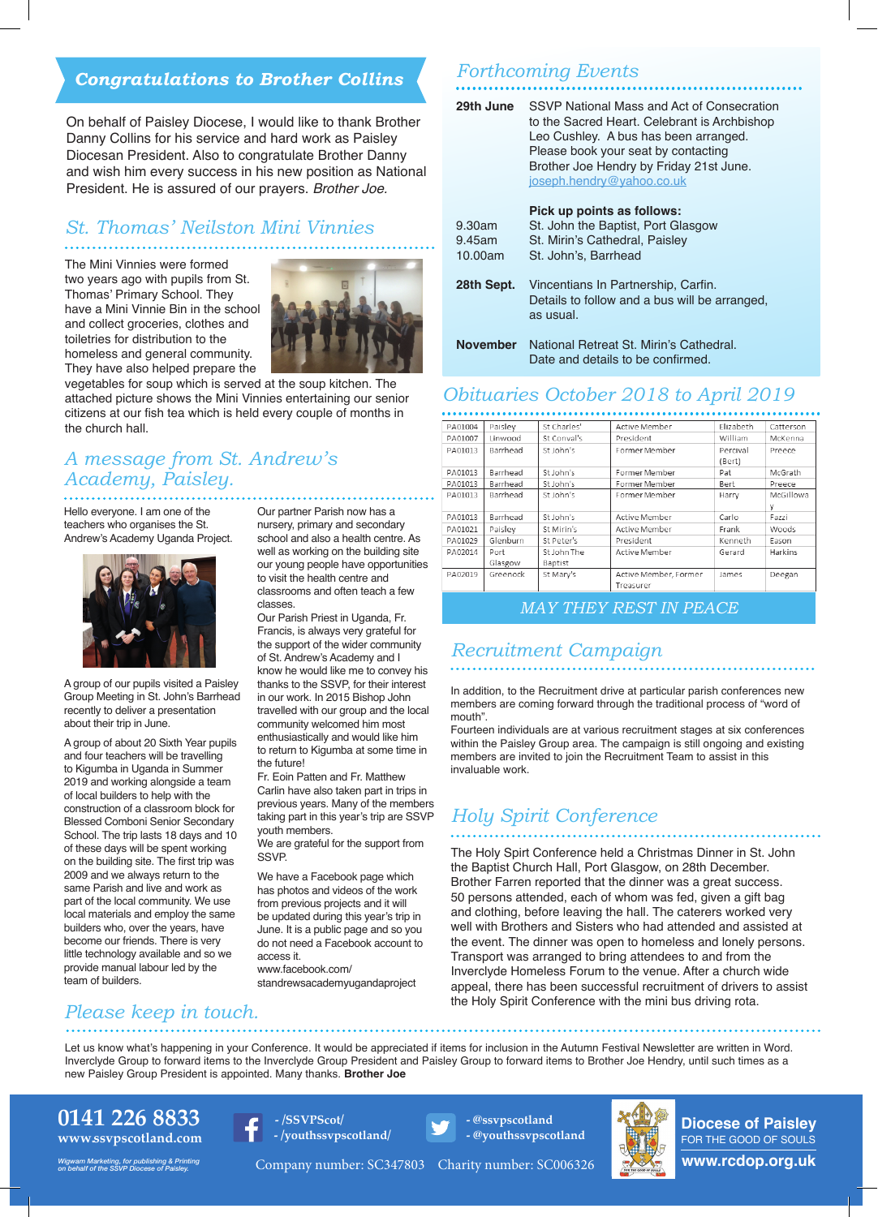## Congratulations to Brother Collins

On behalf of Paisley Diocese, I would like to thank Brother Danny Collins for his service and hard work as Paisley Diocesan President. Also to congratulate Brother Danny and wish him every success in his new position as National President. He is assured of our prayers. *Brother Joe.*

## St. Thomas' Neilston Mini Vinnies

The Mini Vinnies were formed two years ago with pupils from St. Thomas' Primary School. They have a Mini Vinnie Bin in the school and collect groceries, clothes and toiletries for distribution to the homeless and general community. They have also helped prepare the vegetables for soup which is served at the soup kitchen. The attached picture shows the Mini Vinnies entertaining our senior citizens at our fish tea which is held every couple of months in the church hall.

## A message from St. Andrew's Academy, Paisley.

Hello everyone. I am one of the teachers who organises the St. Andrew's Academy Uganda Project.

A group of our pupils visited a Paisley Group Meeting in St. John's Barrhead recently to deliver a presentation about their trip in June.

A group of about 20 Sixth Year pupils and four teachers will be travelling to Kigumba in Uganda in Summer 2019 and working alongside a team of local builders to help with the construction of a classroom block for Blessed Comboni Senior Secondary School. The trip lasts 18 days and 10 of these days will be spent working on the building site. The first trip was 2009 and we always return to the same Parish and live and work as part of the local community. We use local materials and employ the same builders who, over the years, have become our friends. There is very little technology available and so we provide manual labour led by the team of builders.

Our partner Parish now has a nursery, primary and secondary school and also a health centre. As well as working on the building site our young people have opportunities to visit the health centre and classrooms and often teach a few classes.

Our Parish Priest in Uganda, Fr. Francis, is always very grateful for the support of the wider community of St. Andrew's Academy and I know he would like me to convey his thanks to the SSVP, for their interest in our work. In 2015 Bishop John travelled with our group and the local community welcomed him most enthusiastically and would like him to return to Kigumba at some time in the future!

Fr. Eoin Patten and Fr. Matthew Carlin have also taken part in trips in previous years. Many of the members taking part in this year's trip are SSVP youth members.

We are grateful for the support from SSVP.

We have a Facebook page which has photos and videos of the work from previous projects and it will be updated during this year's trip in June. It is a public page and so you do not need a Facebook account to access it.
www.facebook.com/standrewsacademyugandaproject

## Forthcoming Events

**29th June** SSVP National Mass and Act of Consecration to the Sacred Heart. Celebrant is Archbishop Leo Cushley. A bus has been arranged. Please book your seat by contacting Brother Joe Hendry by Friday 21st June. joseph.hendry@yahoo.co.uk

**Pick up points as follows:**

9.30am St. John the Baptist, Port Glasgow
9.45am St. Mirin's Cathedral, Paisley
10.00am St. John's, Barrhead

**28th Sept.** Vincentians In Partnership, Carfin. Details to follow and a bus will be arranged, as usual.

**November** National Retreat St. Mirin's Cathedral. Date and details to be confirmed.

## Obituaries October 2018 to April 2019

| | | | | | |
|---|---|---|---|---|---|
| PA01004 | Paisley | St Charles' | Active Member | Elizabeth | Catterson |
| PA01007 | Linwood | St Conval's | President | William | McKenna |
| PA01013 | Barrhead | St John's | Former Member | Percival (Bert) | Preece |
| PA01013 | Barrhead | St John's | Former Member | Pat | McGrath |
| PA01013 | Barrhead | St John's | Former Member | Bert | Preece |
| PA01013 | Barrhead | St John's | Former Member | Harry | McGillowa y |
| PA01013 | Barrhead | St John's | Active Member | Carlo | Fazzi |
| PA01021 | Paisley | St Mirin's | Active Member | Frank | Woods |
| PA01029 | Glenburn | St Peter's | President | Kenneth | Eason |
| PA02014 | Port Glasgow | St John The Baptist | Active Member | Gerard | Harkins |
| PA02019 | Greenock | St Mary's | Active Member, Former Treasurer | James | Deegan |

MAY THEY REST IN PEACE

## Recruitment Campaign

In addition, to the Recruitment drive at particular parish conferences new members are coming forward through the traditional process of "word of mouth".
Fourteen individuals are at various recruitment stages at six conferences within the Paisley Group area. The campaign is still ongoing and existing members are invited to join the Recruitment Team to assist in this invaluable work.

## Holy Spirit Conference

The Holy Spirt Conference held a Christmas Dinner in St. John the Baptist Church Hall, Port Glasgow, on 28th December. Brother Farren reported that the dinner was a great success. 50 persons attended, each of whom was fed, given a gift bag and clothing, before leaving the hall. The caterers worked very well with Brothers and Sisters who had attended and assisted at the event. The dinner was open to homeless and lonely persons. Transport was arranged to bring attendees to and from the Inverclyde Homeless Forum to the venue. After a church wide appeal, there has been successful recruitment of drivers to assist the Holy Spirit Conference with the mini bus driving rota.

## Please keep in touch.

Let us know what's happening in your Conference. It would be appreciated if items for inclusion in the Autumn Festival Newsletter are written in Word. Inverclyde Group to forward items to the Inverclyde Group President and Paisley Group to forward items to Brother Joe Hendry, until such times as a new Paisley Group President is appointed. Many thanks. **Brother Joe**

**0141 226 8833**
**www.ssvpscotland.com**

- /SSVPScot/
- /youthssvpscotland/

- @ssvpscotland
- @youthssvpscotland

**Diocese of Paisley**
FOR THE GOOD OF SOULS
**www.rcdop.org.uk**

*Wigwam Marketing, for publishing & Printing on behalf of the SSVP Diocese of Paisley.*

Company number: SC347803 Charity number: SC006326